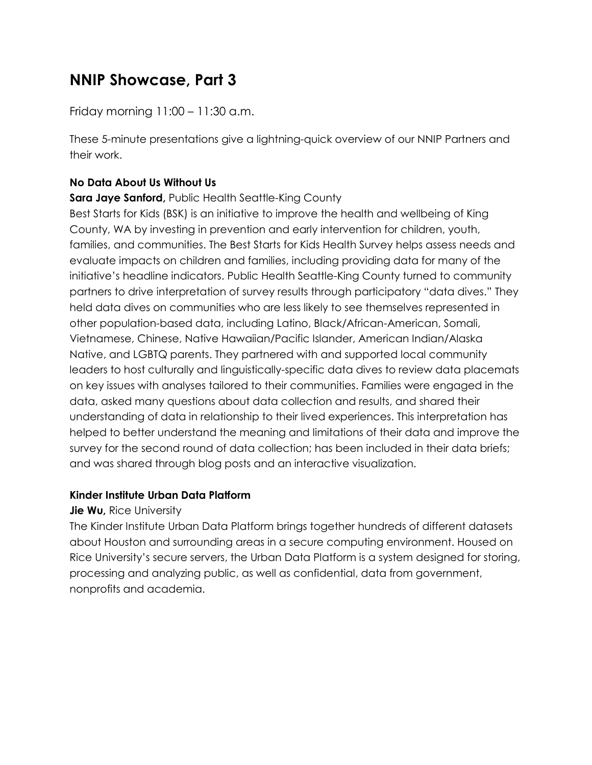# NNIP Showcase, Part 3

Friday morning 11:00 – 11:30 a.m.

These 5-minute presentations give a lightning-quick overview of our NNIP Partners and their work.

**No Data About Us Without Us**

**Sara Jaye Sanford,** Public Health Seattle-King County

Best Starts for Kids (BSK) is an initiative to improve the health and wellbeing of King County, WA by investing in prevention and early intervention for children, youth, families, and communities. The Best Starts for Kids Health Survey helps assess needs and evaluate impacts on children and families, including providing data for many of the initiative's headline indicators. Public Health Seattle-King County turned to community partners to drive interpretation of survey results through participatory "data dives." They held data dives on communities who are less likely to see themselves represented in other population-based data, including Latino, Black/African-American, Somali, Vietnamese, Chinese, Native Hawaiian/Pacific Islander, American Indian/Alaska Native, and LGBTQ parents. They partnered with and supported local community leaders to host culturally and linguistically-specific data dives to review data placemats on key issues with analyses tailored to their communities. Families were engaged in the data, asked many questions about data collection and results, and shared their understanding of data in relationship to their lived experiences. This interpretation has helped to better understand the meaning and limitations of their data and improve the survey for the second round of data collection; has been included in their data briefs; and was shared through blog posts and an interactive visualization.

**Kinder Institute Urban Data Platform**

**Jie Wu,** Rice University

The Kinder Institute Urban Data Platform brings together hundreds of different datasets about Houston and surrounding areas in a secure computing environment. Housed on Rice University's secure servers, the Urban Data Platform is a system designed for storing, processing and analyzing public, as well as confidential, data from government, nonprofits and academia.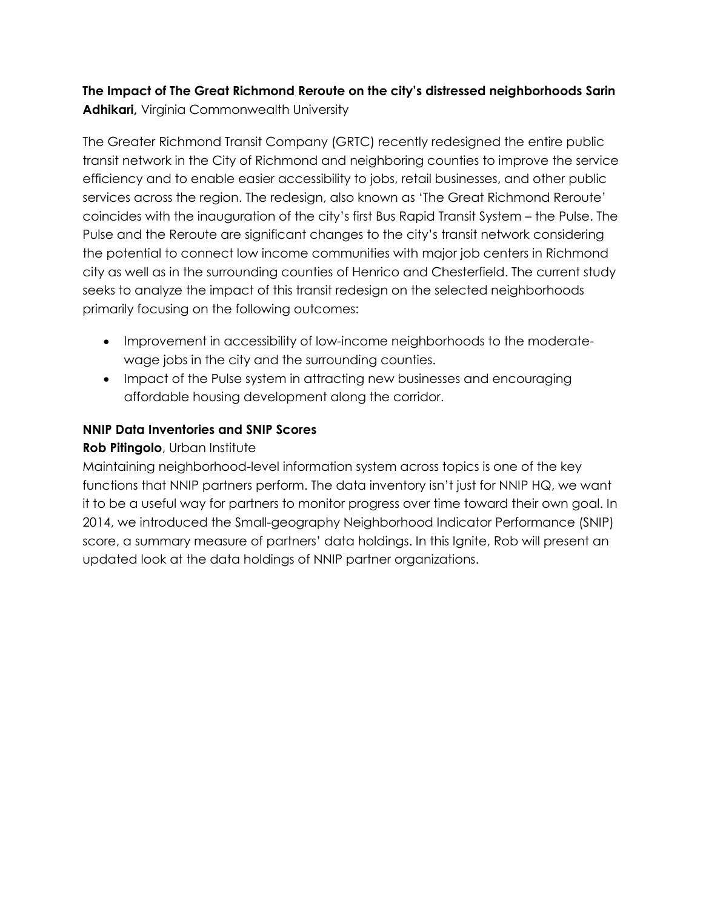**The Impact of The Great Richmond Reroute on the city's distressed neighborhoods Sarin Adhikari,** Virginia Commonwealth University

The Greater Richmond Transit Company (GRTC) recently redesigned the entire public transit network in the City of Richmond and neighboring counties to improve the service efficiency and to enable easier accessibility to jobs, retail businesses, and other public services across the region. The redesign, also known as 'The Great Richmond Reroute' coincides with the inauguration of the city's first Bus Rapid Transit System – the Pulse. The Pulse and the Reroute are significant changes to the city's transit network considering the potential to connect low income communities with major job centers in Richmond city as well as in the surrounding counties of Henrico and Chesterfield. The current study seeks to analyze the impact of this transit redesign on the selected neighborhoods primarily focusing on the following outcomes:

- Improvement in accessibility of low-income neighborhoods to the moderate-wage jobs in the city and the surrounding counties.
- Impact of the Pulse system in attracting new businesses and encouraging affordable housing development along the corridor.

**NNIP Data Inventories and SNIP Scores**

**Rob Pitingolo**, Urban Institute

Maintaining neighborhood-level information system across topics is one of the key functions that NNIP partners perform. The data inventory isn't just for NNIP HQ, we want it to be a useful way for partners to monitor progress over time toward their own goal. In 2014, we introduced the Small-geography Neighborhood Indicator Performance (SNIP) score, a summary measure of partners' data holdings. In this Ignite, Rob will present an updated look at the data holdings of NNIP partner organizations.